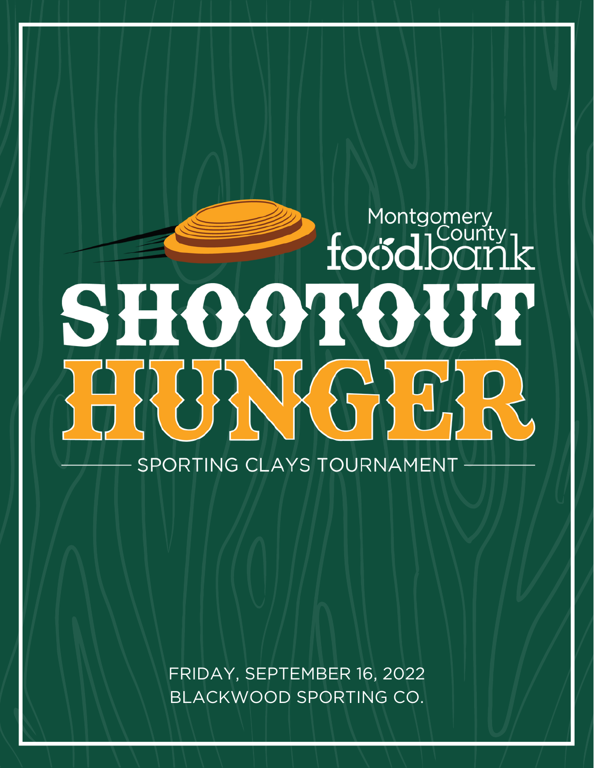Montgomery County foodbank

# SHOOTOUT HUNGER

SPORTING CLAYS TOURNAMENT

FRIDAY, SEPTEMBER 16, 2022
BLACKWOOD SPORTING CO.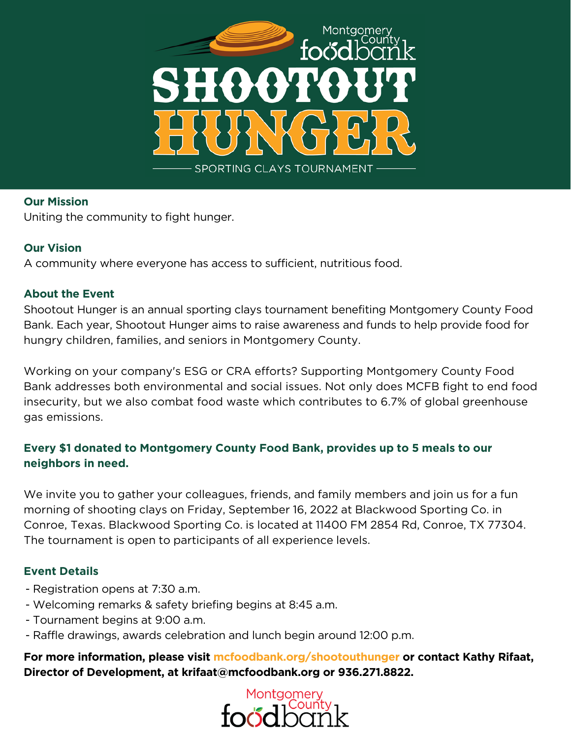Montgomery County foodbank

# SHOOTOUT HUNGER

SPORTING CLAYS TOURNAMENT

### Our Mission

Uniting the community to fight hunger.

### Our Vision

A community where everyone has access to sufficient, nutritious food.

### About the Event

Shootout Hunger is an annual sporting clays tournament benefiting Montgomery County Food Bank. Each year, Shootout Hunger aims to raise awareness and funds to help provide food for hungry children, families, and seniors in Montgomery County.

Working on your company's ESG or CRA efforts? Supporting Montgomery County Food Bank addresses both environmental and social issues. Not only does MCFB fight to end food insecurity, but we also combat food waste which contributes to 6.7% of global greenhouse gas emissions.

**Every $1 donated to Montgomery County Food Bank, provides up to 5 meals to our neighbors in need.**

We invite you to gather your colleagues, friends, and family members and join us for a fun morning of shooting clays on Friday, September 16, 2022 at Blackwood Sporting Co. in Conroe, Texas. Blackwood Sporting Co. is located at 11400 FM 2854 Rd, Conroe, TX 77304. The tournament is open to participants of all experience levels.

### Event Details

- Registration opens at 7:30 a.m.
- Welcoming remarks & safety briefing begins at 8:45 a.m.
- Tournament begins at 9:00 a.m.
- Raffle drawings, awards celebration and lunch begin around 12:00 p.m.

**For more information, please visit mcfoodbank.org/shootouthunger or contact Kathy Rifaat, Director of Development, at krifaat@mcfoodbank.org or 936.271.8822.**

Montgomery County foodbank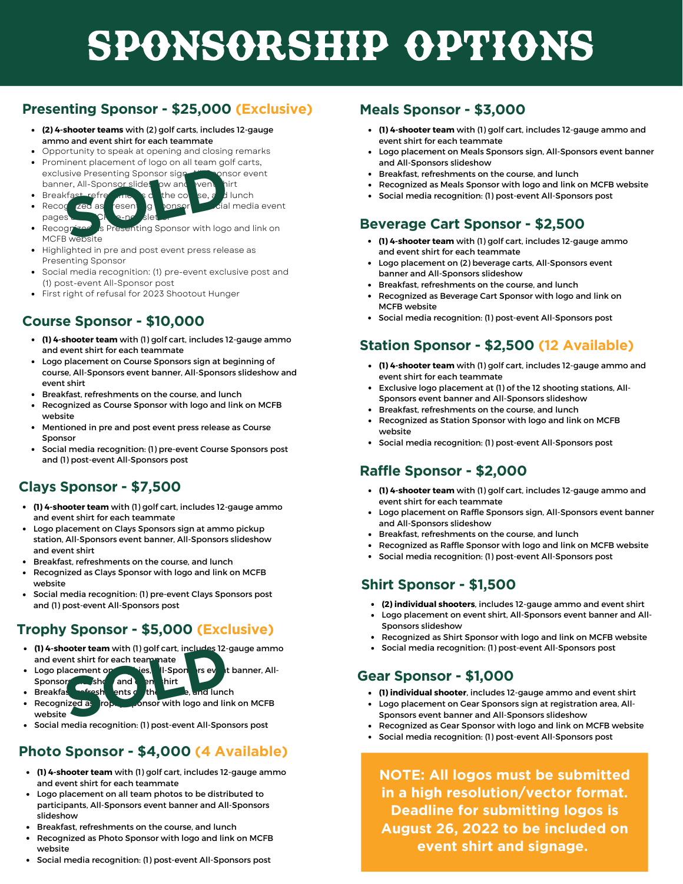# SPONSORSHIP OPTIONS

## Presenting Sponsor - $25,000 (Exclusive)

SOLD

- **(2) 4-shooter teams** with (2) golf carts, includes 12-gauge ammo and event shirt for each teammate
- Opportunity to speak at opening and closing remarks
- Prominent placement of logo on all team golf carts, exclusive Presenting Sponsor sign, All-Sponsor event banner, All-Sponsor slideshow and event shirt
- Breakfast, refreshments on the course, and lunch
- Recognized as Presenting Sponsor on social media event pages and CFB e-newsletter
- Recognized as Presenting Sponsor with logo and link on MCFB website
- Highlighted in pre and post event press release as Presenting Sponsor
- Social media recognition: (1) pre-event exclusive post and (1) post-event All-Sponsor post
- First right of refusal for 2023 Shootout Hunger

## Course Sponsor - $10,000

- **(1) 4-shooter team** with (1) golf cart, includes 12-gauge ammo and event shirt for each teammate
- Logo placement on Course Sponsors sign at beginning of course, All-Sponsors event banner, All-Sponsors slideshow and event shirt
- Breakfast, refreshments on the course, and lunch
- Recognized as Course Sponsor with logo and link on MCFB website
- Mentioned in pre and post event press release as Course Sponsor
- Social media recognition: (1) pre-event Course Sponsors post and (1) post-event All-Sponsors post

## Clays Sponsor - $7,500

- **(1) 4-shooter team** with (1) golf cart, includes 12-gauge ammo and event shirt for each teammate
- Logo placement on Clays Sponsors sign at ammo pickup station, All-Sponsors event banner, All-Sponsors slideshow and event shirt
- Breakfast, refreshments on the course, and lunch
- Recognized as Clays Sponsor with logo and link on MCFB website
- Social media recognition: (1) pre-event Clays Sponsors post and (1) post-event All-Sponsors post

## Trophy Sponsor - $5,000 (Exclusive)

SOLD

- **(1) 4-shooter team** with (1) golf cart, includes 12-gauge ammo and event shirt for each teammate
- Logo placement on trophies, All-Sponsors event banner, All-Sponsors slideshow and event shirt
- Breakfast, refreshments on the course, and lunch
- Recognized as Trophy Sponsor with logo and link on MCFB website
- Social media recognition: (1) post-event All-Sponsors post

## Photo Sponsor - $4,000 (4 Available)

- **(1) 4-shooter team** with (1) golf cart, includes 12-gauge ammo and event shirt for each teammate
- Logo placement on all team photos to be distributed to participants, All-Sponsors event banner and All-Sponsors slideshow
- Breakfast, refreshments on the course, and lunch
- Recognized as Photo Sponsor with logo and link on MCFB website
- Social media recognition: (1) post-event All-Sponsors post

## Meals Sponsor - $3,000

- **(1) 4-shooter team** with (1) golf cart, includes 12-gauge ammo and event shirt for each teammate
- Logo placement on Meals Sponsors sign, All-Sponsors event banner and All-Sponsors slideshow
- Breakfast, refreshments on the course, and lunch
- Recognized as Meals Sponsor with logo and link on MCFB website
- Social media recognition: (1) post-event All-Sponsors post

## Beverage Cart Sponsor - $2,500

- **(1) 4-shooter team** with (1) golf cart, includes 12-gauge ammo and event shirt for each teammate
- Logo placement on (2) beverage carts, All-Sponsors event banner and All-Sponsors slideshow
- Breakfast, refreshments on the course, and lunch
- Recognized as Beverage Cart Sponsor with logo and link on MCFB website
- Social media recognition: (1) post-event All-Sponsors post

## Station Sponsor - $2,500 (12 Available)

- **(1) 4-shooter team** with (1) golf cart, includes 12-gauge ammo and event shirt for each teammate
- Exclusive logo placement at (1) of the 12 shooting stations, All-Sponsors event banner and All-Sponsors slideshow
- Breakfast, refreshments on the course, and lunch
- Recognized as Station Sponsor with logo and link on MCFB website
- Social media recognition: (1) post-event All-Sponsors post

## Raffle Sponsor - $2,000

- **(1) 4-shooter team** with (1) golf cart, includes 12-gauge ammo and event shirt for each teammate
- Logo placement on Raffle Sponsors sign, All-Sponsors event banner and All-Sponsors slideshow
- Breakfast, refreshments on the course, and lunch
- Recognized as Raffle Sponsor with logo and link on MCFB website
- Social media recognition: (1) post-event All-Sponsors post

## Shirt Sponsor - $1,500

- **(2) individual shooters**, includes 12-gauge ammo and event shirt
- Logo placement on event shirt, All-Sponsors event banner and All-Sponsors slideshow
- Recognized as Shirt Sponsor with logo and link on MCFB website
- Social media recognition: (1) post-event All-Sponsors post

## Gear Sponsor - $1,000

- **(1) individual shooter**, includes 12-gauge ammo and event shirt
- Logo placement on Gear Sponsors sign at registration area, All-Sponsors event banner and All-Sponsors slideshow
- Recognized as Gear Sponsor with logo and link on MCFB website
- Social media recognition: (1) post-event All-Sponsors post

**NOTE: All logos must be submitted in a high resolution/vector format. Deadline for submitting logos is August 26, 2022 to be included on event shirt and signage.**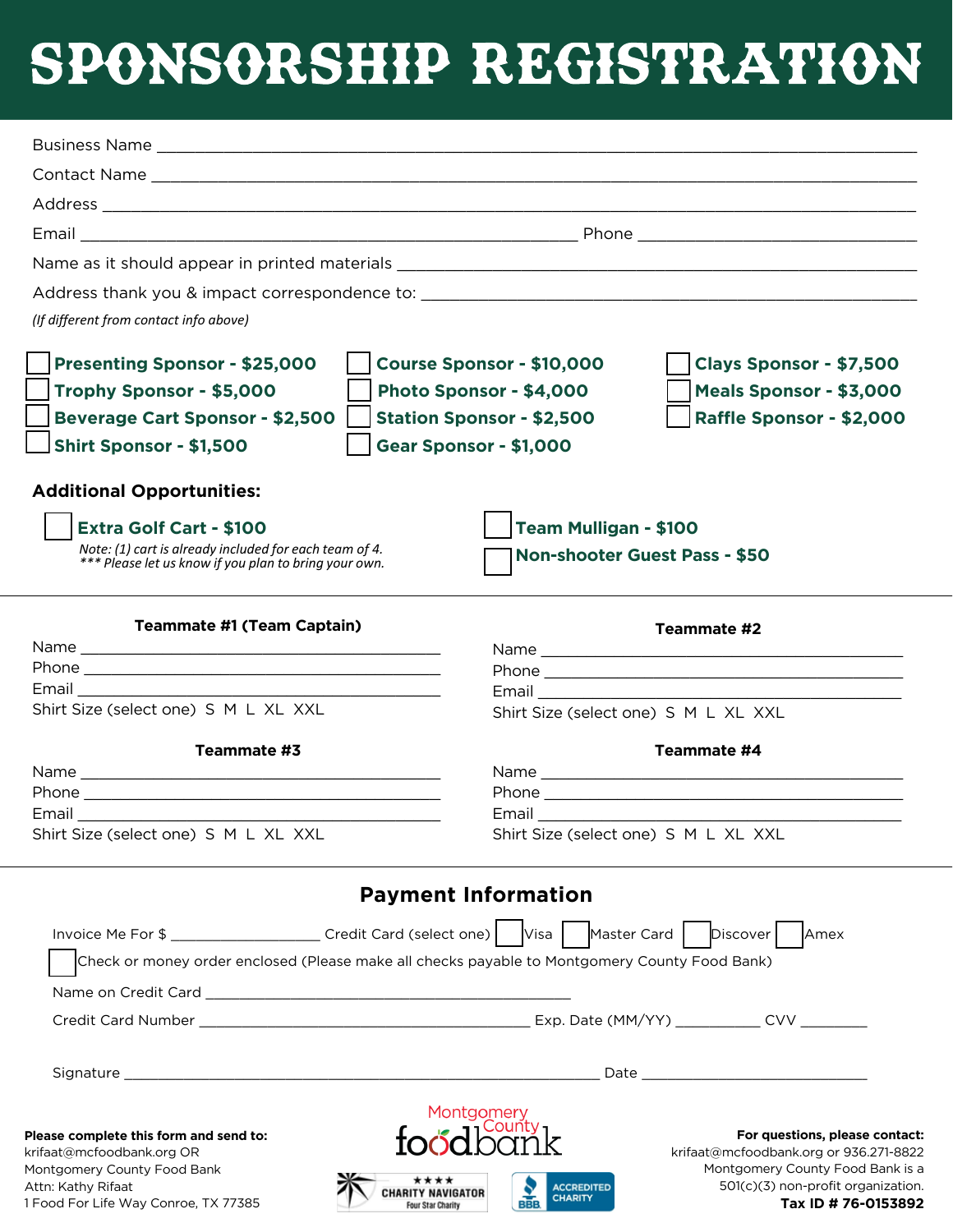# SPONSORSHIP REGISTRATION

Business Name ____________________________________________

Contact Name ____________________________________________

Address ____________________________________________

Email ______________________________ Phone ____________________

Name as it should appear in printed materials ______________________________

Address thank you & impact correspondence to: ______________________________

*(If different from contact info above)*

- ☐ **Presenting Sponsor - $25,000**
- ☐ **Trophy Sponsor - $5,000**
- ☐ **Beverage Cart Sponsor - $2,500**
- ☐ **Shirt Sponsor - $1,500**
- ☐ **Course Sponsor - $10,000**
- ☐ **Photo Sponsor - $4,000**
- ☐ **Station Sponsor - $2,500**
- ☐ **Gear Sponsor - $1,000**
- ☐ **Clays Sponsor - $7,500**
- ☐ **Meals Sponsor - $3,000**
- ☐ **Raffle Sponsor - $2,000**

### Additional Opportunities:

- ☐ **Extra Golf Cart - $100**
  *Note: (1) cart is already included for each team of 4.*
  *\*\*\* Please let us know if you plan to bring your own.*
- ☐ **Team Mulligan - $100**
- ☐ **Non-shooter Guest Pass - $50**

---

**Teammate #1 (Team Captain)**

Name ______________________________

Phone ______________________________

Email ______________________________

Shirt Size (select one) S M L XL XXL

**Teammate #2**

Name ______________________________

Phone ______________________________

Email ______________________________

Shirt Size (select one) S M L XL XXL

**Teammate #3**

Name ______________________________

Phone ______________________________

Email ______________________________

Shirt Size (select one) S M L XL XXL

**Teammate #4**

Name ______________________________

Phone ______________________________

Email ______________________________

Shirt Size (select one) S M L XL XXL

---

## Payment Information

Invoice Me For $ ______________ Credit Card (select one) ☐ Visa ☐ Master Card ☐ Discover ☐ Amex

☐ Check or money order enclosed (Please make all checks payable to Montgomery County Food Bank)

Name on Credit Card ______________________________

Credit Card Number ______________________________ Exp. Date (MM/YY) __________ CVV ________

Signature ______________________________ Date ____________________

**Please complete this form and send to:**
krifaat@mcfoodbank.org OR
Montgomery County Food Bank
Attn: Kathy Rifaat
1 Food For Life Way Conroe, TX 77385

Montgomery County foodbank

★★★★ CHARITY NAVIGATOR Four Star Charity

BBB ACCREDITED CHARITY

**For questions, please contact:**
krifaat@mcfoodbank.org or 936.271-8822
Montgomery County Food Bank is a
501(c)(3) non-profit organization.
**Tax ID # 76-0153892**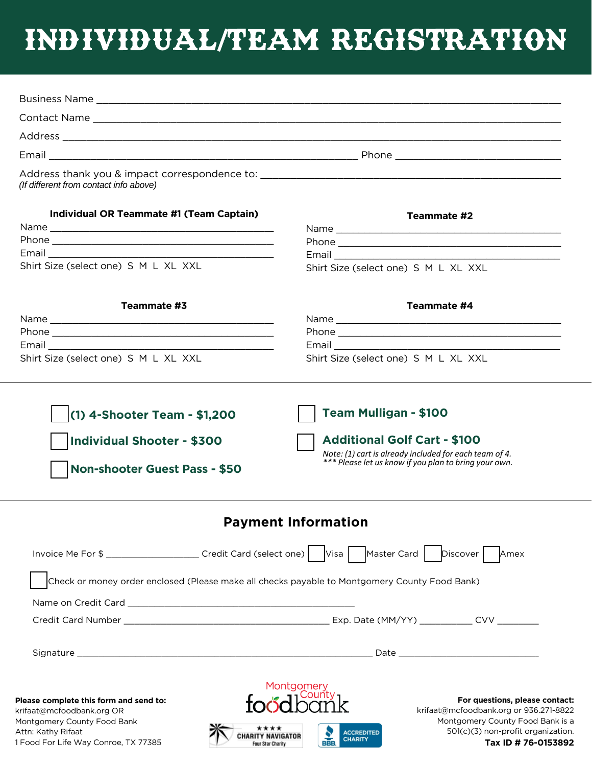# INDIVIDUAL/TEAM REGISTRATION

Business Name ___________________________________________

Contact Name ___________________________________________

Address ___________________________________________

Email ______________________________ Phone ____________________

Address thank you & impact correspondence to: ______________________________
*(If different from contact info above)*

**Individual OR Teammate #1 (Team Captain)**

Name ______________________________
Phone ______________________________
Email ______________________________
Shirt Size (select one) S M L XL XXL

**Teammate #2**

Name ______________________________
Phone ______________________________
Email ______________________________
Shirt Size (select one) S M L XL XXL

**Teammate #3**

Name ______________________________
Phone ______________________________
Email ______________________________
Shirt Size (select one) S M L XL XXL

**Teammate #4**

Name ______________________________
Phone ______________________________
Email ______________________________
Shirt Size (select one) S M L XL XXL

---

☐ **(1) 4-Shooter Team - $1,200**

☐ **Individual Shooter - $300**

☐ **Non-shooter Guest Pass - $50**

☐ **Team Mulligan - $100**

☐ **Additional Golf Cart - $100**

*Note: (1) cart is already included for each team of 4.*
*\*\*\* Please let us know if you plan to bring your own.*

---

## Payment Information

Invoice Me For $ ______________ Credit Card (select one) ☐ Visa ☐ Master Card ☐ Discover ☐ Amex

☐ Check or money order enclosed (Please make all checks payable to Montgomery County Food Bank)

Name on Credit Card ______________________________

Credit Card Number ______________________________ Exp. Date (MM/YY) __________ CVV ________

Signature ______________________________ Date ____________________

**Please complete this form and send to:**
krifaat@mcfoodbank.org OR
Montgomery County Food Bank
Attn: Kathy Rifaat
1 Food For Life Way Conroe, TX 77385

Montgomery County foodbank

★★★★ CHARITY NAVIGATOR Four Star Charity

BBB ACCREDITED CHARITY

**For questions, please contact:**
krifaat@mcfoodbank.org or 936.271-8822
Montgomery County Food Bank is a 501(c)(3) non-profit organization.
**Tax ID # 76-0153892**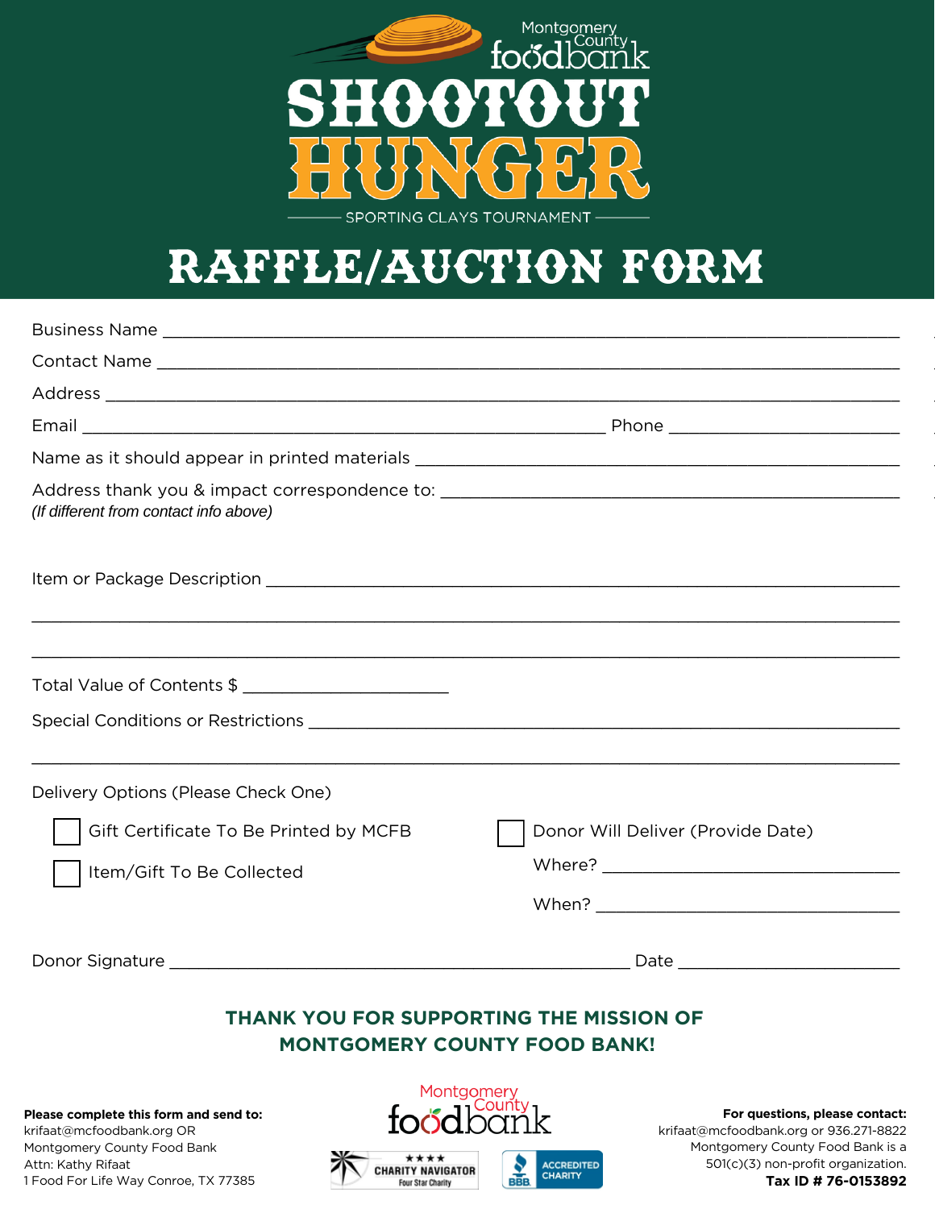Montgomery County foodbank

# SHOOTOUT HUNGER

SPORTING CLAYS TOURNAMENT

## RAFFLE/AUCTION FORM

Business Name ___________________________________________

Contact Name ___________________________________________

Address ___________________________________________

Email ______________________________ Phone ______________

Name as it should appear in printed materials ______________________

Address thank you & impact correspondence to: ______________________
*(If different from contact info above)*

Item or Package Description ___________________________________________

___________________________________________

___________________________________________

Total Value of Contents $ ______________

Special Conditions or Restrictions ___________________________________________

___________________________________________

Delivery Options (Please Check One)

- ☐ Gift Certificate To Be Printed by MCFB
- ☐ Item/Gift To Be Collected
- ☐ Donor Will Deliver (Provide Date)
  - Where? ______________________
  - When? ______________________

Donor Signature ______________________________ Date ______________

**THANK YOU FOR SUPPORTING THE MISSION OF MONTGOMERY COUNTY FOOD BANK!**

**Please complete this form and send to:**
krifaat@mcfoodbank.org OR
Montgomery County Food Bank
Attn: Kathy Rifaat
1 Food For Life Way Conroe, TX 77385

Montgomery County foodbank

★★★★ CHARITY NAVIGATOR Four Star Charity

BBB ACCREDITED CHARITY

**For questions, please contact:**
krifaat@mcfoodbank.org or 936.271-8822
Montgomery County Food Bank is a 501(c)(3) non-profit organization.
**Tax ID # 76-0153892**